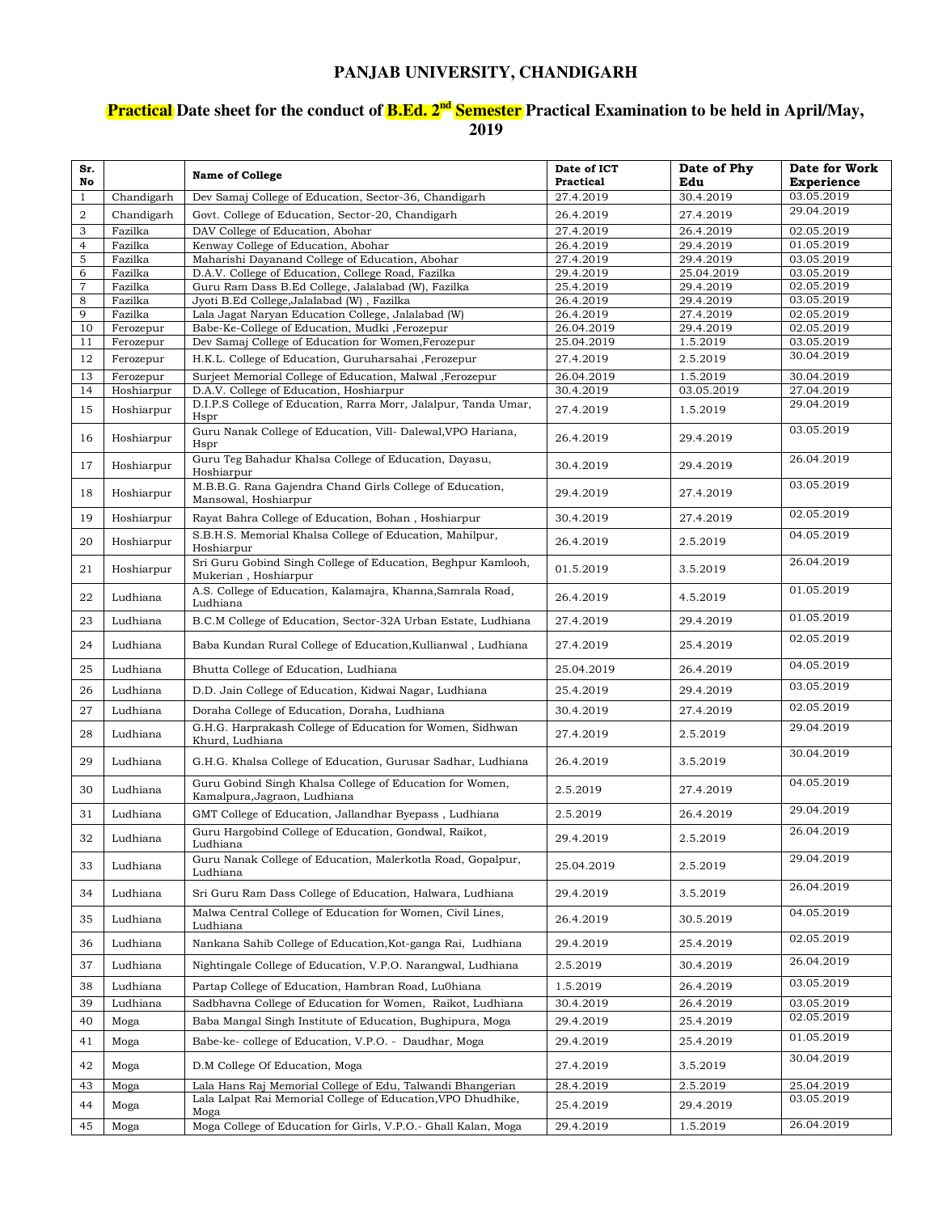## PANJAB UNIVERSITY, CHANDIGARH

### Practical Date sheet for the conduct of B.Ed. 2nd Semester Practical Examination to be held in April/May, 2019

| Sr. No | | Name of College | Date of ICT Practical | Date of Phy Edu | Date for Work Experience |
|---|---|---|---|---|---|
| 1 | Chandigarh | Dev Samaj College of Education, Sector-36, Chandigarh | 27.4.2019 | 30.4.2019 | 03.05.2019 |
| 2 | Chandigarh | Govt. College of Education, Sector-20, Chandigarh | 26.4.2019 | 27.4.2019 | 29.04.2019 |
| 3 | Fazilka | DAV College of Education, Abohar | 27.4.2019 | 26.4.2019 | 02.05.2019 |
| 4 | Fazilka | Kenway College of Education, Abohar | 26.4.2019 | 29.4.2019 | 01.05.2019 |
| 5 | Fazilka | Maharishi Dayanand College of Education, Abohar | 27.4.2019 | 29.4.2019 | 03.05.2019 |
| 6 | Fazilka | D.A.V. College of Education, College Road, Fazilka | 29.4.2019 | 25.04.2019 | 03.05.2019 |
| 7 | Fazilka | Guru Ram Dass B.Ed College, Jalalabad (W), Fazilka | 25.4.2019 | 29.4.2019 | 02.05.2019 |
| 8 | Fazilka | Jyoti B.Ed College,Jalalabad (W) , Fazilka | 26.4.2019 | 29.4.2019 | 03.05.2019 |
| 9 | Fazilka | Lala Jagat Naryan Education College, Jalalabad (W) | 26.4.2019 | 27.4.2019 | 02.05.2019 |
| 10 | Ferozepur | Babe-Ke-College of Education, Mudki ,Ferozepur | 26.04.2019 | 29.4.2019 | 02.05.2019 |
| 11 | Ferozepur | Dev Samaj College of Education for Women,Ferozepur | 25.04.2019 | 1.5.2019 | 03.05.2019 |
| 12 | Ferozepur | H.K.L. College of Education, Guruharsahai ,Ferozepur | 27.4.2019 | 2.5.2019 | 30.04.2019 |
| 13 | Ferozepur | Surjeet Memorial College of Education, Malwal ,Ferozepur | 26.04.2019 | 1.5.2019 | 30.04.2019 |
| 14 | Hoshiarpur | D.A.V. College of Education, Hoshiarpur | 30.4.2019 | 03.05.2019 | 27.04.2019 |
| 15 | Hoshiarpur | D.I.P.S College of Education, Rarra Morr, Jalalpur, Tanda Umar, Hspr | 27.4.2019 | 1.5.2019 | 29.04.2019 |
| 16 | Hoshiarpur | Guru Nanak College of Education, Vill- Dalewal,VPO Hariana, Hspr | 26.4.2019 | 29.4.2019 | 03.05.2019 |
| 17 | Hoshiarpur | Guru Teg Bahadur Khalsa College of Education, Dayasu, Hoshiarpur | 30.4.2019 | 29.4.2019 | 26.04.2019 |
| 18 | Hoshiarpur | M.B.B.G. Rana Gajendra Chand Girls College of Education, Mansowal, Hoshiarpur | 29.4.2019 | 27.4.2019 | 03.05.2019 |
| 19 | Hoshiarpur | Rayat Bahra College of Education, Bohan , Hoshiarpur | 30.4.2019 | 27.4.2019 | 02.05.2019 |
| 20 | Hoshiarpur | S.B.H.S. Memorial Khalsa College of Education, Mahilpur, Hoshiarpur | 26.4.2019 | 2.5.2019 | 04.05.2019 |
| 21 | Hoshiarpur | Sri Guru Gobind Singh College of Education, Beghpur Kamlooh, Mukerian , Hoshiarpur | 01.5.2019 | 3.5.2019 | 26.04.2019 |
| 22 | Ludhiana | A.S. College of Education, Kalamajra, Khanna,Samrala Road, Ludhiana | 26.4.2019 | 4.5.2019 | 01.05.2019 |
| 23 | Ludhiana | B.C.M College of Education, Sector-32A Urban Estate, Ludhiana | 27.4.2019 | 29.4.2019 | 01.05.2019 |
| 24 | Ludhiana | Baba Kundan Rural College of Education,Kullianwal , Ludhiana | 27.4.2019 | 25.4.2019 | 02.05.2019 |
| 25 | Ludhiana | Bhutta College of Education, Ludhiana | 25.04.2019 | 26.4.2019 | 04.05.2019 |
| 26 | Ludhiana | D.D. Jain College of Education, Kidwai Nagar, Ludhiana | 25.4.2019 | 29.4.2019 | 03.05.2019 |
| 27 | Ludhiana | Doraha College of Education, Doraha, Ludhiana | 30.4.2019 | 27.4.2019 | 02.05.2019 |
| 28 | Ludhiana | G.H.G. Harprakash College of Education for Women, Sidhwan Khurd, Ludhiana | 27.4.2019 | 2.5.2019 | 29.04.2019 |
| 29 | Ludhiana | G.H.G. Khalsa College of Education, Gurusar Sadhar, Ludhiana | 26.4.2019 | 3.5.2019 | 30.04.2019 |
| 30 | Ludhiana | Guru Gobind Singh Khalsa College of Education for Women, Kamalpura,Jagraon, Ludhiana | 2.5.2019 | 27.4.2019 | 04.05.2019 |
| 31 | Ludhiana | GMT College of Education, Jallandhar Byepass , Ludhiana | 2.5.2019 | 26.4.2019 | 29.04.2019 |
| 32 | Ludhiana | Guru Hargobind College of Education, Gondwal, Raikot, Ludhiana | 29.4.2019 | 2.5.2019 | 26.04.2019 |
| 33 | Ludhiana | Guru Nanak College of Education, Malerkotla Road, Gopalpur, Ludhiana | 25.04.2019 | 2.5.2019 | 29.04.2019 |
| 34 | Ludhiana | Sri Guru Ram Dass College of Education, Halwara, Ludhiana | 29.4.2019 | 3.5.2019 | 26.04.2019 |
| 35 | Ludhiana | Malwa Central College of Education for Women, Civil Lines, Ludhiana | 26.4.2019 | 30.5.2019 | 04.05.2019 |
| 36 | Ludhiana | Nankana Sahib College of Education,Kot-ganga Rai, Ludhiana | 29.4.2019 | 25.4.2019 | 02.05.2019 |
| 37 | Ludhiana | Nightingale College of Education, V.P.O. Narangwal, Ludhiana | 2.5.2019 | 30.4.2019 | 26.04.2019 |
| 38 | Ludhiana | Partap College of Education, Hambran Road, Lu0hiana | 1.5.2019 | 26.4.2019 | 03.05.2019 |
| 39 | Ludhiana | Sadbhavna College of Education for Women, Raikot, Ludhiana | 30.4.2019 | 26.4.2019 | 03.05.2019 |
| 40 | Moga | Baba Mangal Singh Institute of Education, Bughipura, Moga | 29.4.2019 | 25.4.2019 | 02.05.2019 |
| 41 | Moga | Babe-ke- college of Education, V.P.O. - Daudhar, Moga | 29.4.2019 | 25.4.2019 | 01.05.2019 |
| 42 | Moga | D.M College Of Education, Moga | 27.4.2019 | 3.5.2019 | 30.04.2019 |
| 43 | Moga | Lala Hans Raj Memorial College of Edu, Talwandi Bhangerian | 28.4.2019 | 2.5.2019 | 25.04.2019 |
| 44 | Moga | Lala Lalpat Rai Memorial College of Education,VPO Dhudhike, Moga | 25.4.2019 | 29.4.2019 | 03.05.2019 |
| 45 | Moga | Moga College of Education for Girls, V.P.O.- Ghall Kalan, Moga | 29.4.2019 | 1.5.2019 | 26.04.2019 |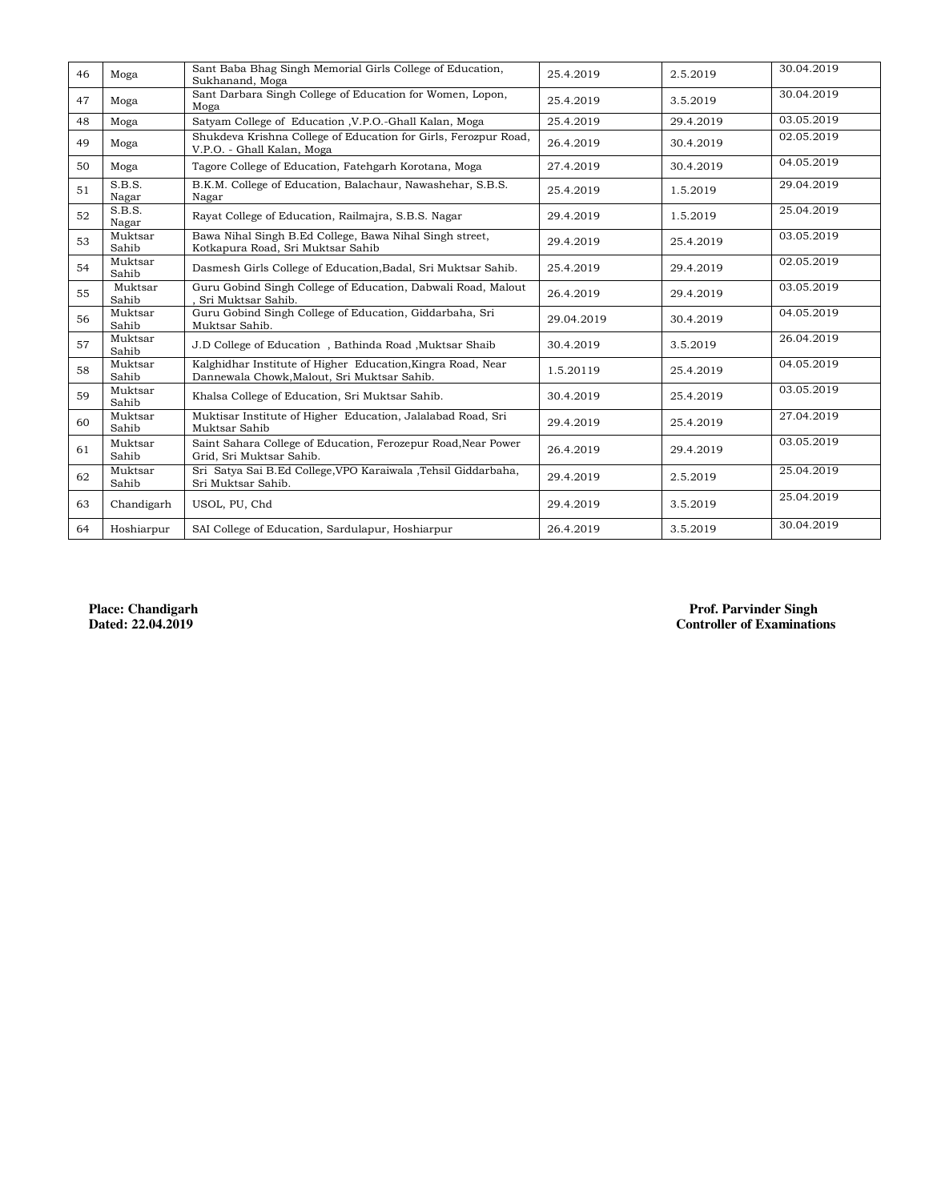| | | | | | |
|---|---|---|---|---|---|
| 46 | Moga | Sant Baba Bhag Singh Memorial Girls College of Education, Sukhanand, Moga | 25.4.2019 | 2.5.2019 | 30.04.2019 |
| 47 | Moga | Sant Darbara Singh College of Education for Women, Lopon, Moga | 25.4.2019 | 3.5.2019 | 30.04.2019 |
| 48 | Moga | Satyam College of Education ,V.P.O.-Ghall Kalan, Moga | 25.4.2019 | 29.4.2019 | 03.05.2019 |
| 49 | Moga | Shukdeva Krishna College of Education for Girls, Ferozpur Road, V.P.O. - Ghall Kalan, Moga | 26.4.2019 | 30.4.2019 | 02.05.2019 |
| 50 | Moga | Tagore College of Education, Fatehgarh Korotana, Moga | 27.4.2019 | 30.4.2019 | 04.05.2019 |
| 51 | S.B.S. Nagar | B.K.M. College of Education, Balachaur, Nawashehar, S.B.S. Nagar | 25.4.2019 | 1.5.2019 | 29.04.2019 |
| 52 | S.B.S. Nagar | Rayat College of Education, Railmajra, S.B.S. Nagar | 29.4.2019 | 1.5.2019 | 25.04.2019 |
| 53 | Muktsar Sahib | Bawa Nihal Singh B.Ed College, Bawa Nihal Singh street, Kotkapura Road, Sri Muktsar Sahib | 29.4.2019 | 25.4.2019 | 03.05.2019 |
| 54 | Muktsar Sahib | Dasmesh Girls College of Education,Badal, Sri Muktsar Sahib. | 25.4.2019 | 29.4.2019 | 02.05.2019 |
| 55 | Muktsar Sahib | Guru Gobind Singh College of Education, Dabwali Road, Malout , Sri Muktsar Sahib. | 26.4.2019 | 29.4.2019 | 03.05.2019 |
| 56 | Muktsar Sahib | Guru Gobind Singh College of Education, Giddarbaha, Sri Muktsar Sahib. | 29.04.2019 | 30.4.2019 | 04.05.2019 |
| 57 | Muktsar Sahib | J.D College of Education , Bathinda Road ,Muktsar Shaib | 30.4.2019 | 3.5.2019 | 26.04.2019 |
| 58 | Muktsar Sahib | Kalghidhar Institute of Higher Education,Kingra Road, Near Dannewala Chowk,Malout, Sri Muktsar Sahib. | 1.5.20119 | 25.4.2019 | 04.05.2019 |
| 59 | Muktsar Sahib | Khalsa College of Education, Sri Muktsar Sahib. | 30.4.2019 | 25.4.2019 | 03.05.2019 |
| 60 | Muktsar Sahib | Muktisar Institute of Higher Education, Jalalabad Road, Sri Muktsar Sahib | 29.4.2019 | 25.4.2019 | 27.04.2019 |
| 61 | Muktsar Sahib | Saint Sahara College of Education, Ferozepur Road,Near Power Grid, Sri Muktsar Sahib. | 26.4.2019 | 29.4.2019 | 03.05.2019 |
| 62 | Muktsar Sahib | Sri Satya Sai B.Ed College,VPO Karaiwala ,Tehsil Giddarbaha, Sri Muktsar Sahib. | 29.4.2019 | 2.5.2019 | 25.04.2019 |
| 63 | Chandigarh | USOL, PU, Chd | 29.4.2019 | 3.5.2019 | 25.04.2019 |
| 64 | Hoshiarpur | SAI College of Education, Sardulapur, Hoshiarpur | 26.4.2019 | 3.5.2019 | 30.04.2019 |

**Place: Chandigarh**
**Dated: 22.04.2019**

**Prof. Parvinder Singh**
**Controller of Examinations**